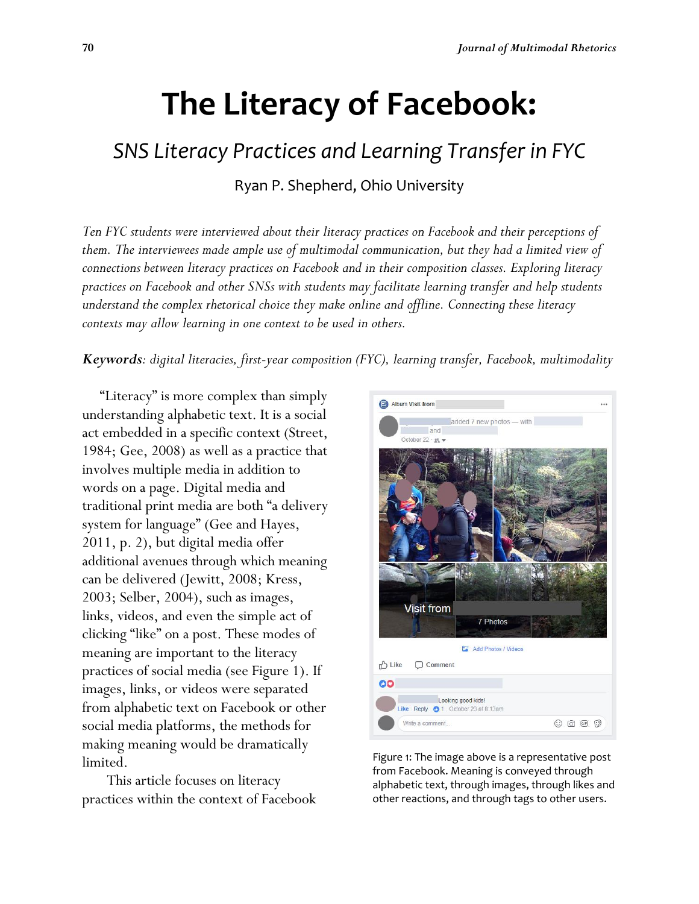# The Literacy of Facebook:

## *SNS Literacy Practices and Learning Transfer in FYC*

Ryan P. Shepherd, Ohio University

*Ten FYC students were interviewed about their literacy practices on Facebook and their perceptions of them. The interviewees made ample use of multimodal communication, but they had a limited view of connections between literacy practices on Facebook and in their composition classes. Exploring literacy practices on Facebook and other SNSs with students may facilitate learning transfer and help students understand the complex rhetorical choice they make online and offline. Connecting these literacy contexts may allow learning in one context to be used in others.*

***Keywords**: digital literacies, first-year composition (FYC), learning transfer, Facebook, multimodality*

"Literacy" is more complex than simply understanding alphabetic text. It is a social act embedded in a specific context (Street, 1984; Gee, 2008) as well as a practice that involves multiple media in addition to words on a page. Digital media and traditional print media are both "a delivery system for language" (Gee and Hayes, 2011, p. 2), but digital media offer additional avenues through which meaning can be delivered (Jewitt, 2008; Kress, 2003; Selber, 2004), such as images, links, videos, and even the simple act of clicking "like" on a post. These modes of meaning are important to the literacy practices of social media (see Figure 1). If images, links, or videos were separated from alphabetic text on Facebook or other social media platforms, the methods for making meaning would be dramatically limited.

Figure 1: The image above is a representative post from Facebook. Meaning is conveyed through alphabetic text, through images, through likes and other reactions, and through tags to other users.

This article focuses on literacy practices within the context of Facebook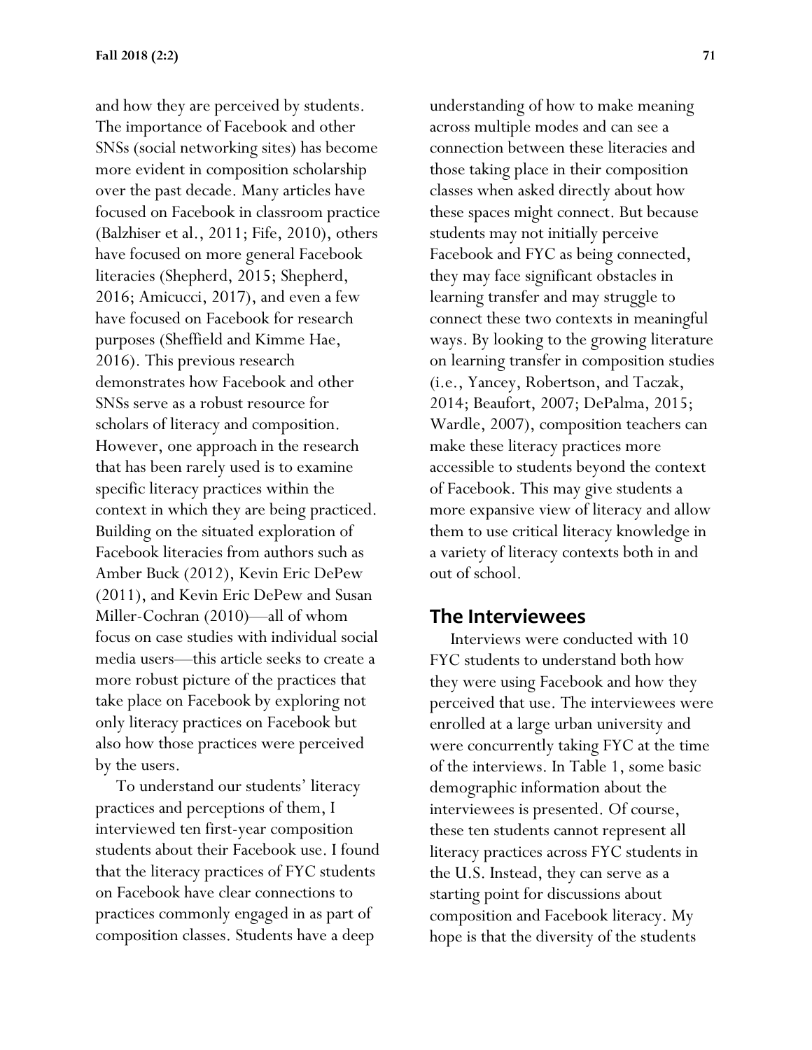and how they are perceived by students. The importance of Facebook and other SNSs (social networking sites) has become more evident in composition scholarship over the past decade. Many articles have focused on Facebook in classroom practice (Balzhiser et al., 2011; Fife, 2010), others have focused on more general Facebook literacies (Shepherd, 2015; Shepherd, 2016; Amicucci, 2017), and even a few have focused on Facebook for research purposes (Sheffield and Kimme Hae, 2016). This previous research demonstrates how Facebook and other SNSs serve as a robust resource for scholars of literacy and composition. However, one approach in the research that has been rarely used is to examine specific literacy practices within the context in which they are being practiced. Building on the situated exploration of Facebook literacies from authors such as Amber Buck (2012), Kevin Eric DePew (2011), and Kevin Eric DePew and Susan Miller-Cochran (2010)—all of whom focus on case studies with individual social media users—this article seeks to create a more robust picture of the practices that take place on Facebook by exploring not only literacy practices on Facebook but also how those practices were perceived by the users.

To understand our students' literacy practices and perceptions of them, I interviewed ten first-year composition students about their Facebook use. I found that the literacy practices of FYC students on Facebook have clear connections to practices commonly engaged in as part of composition classes. Students have a deep understanding of how to make meaning across multiple modes and can see a connection between these literacies and those taking place in their composition classes when asked directly about how these spaces might connect. But because students may not initially perceive Facebook and FYC as being connected, they may face significant obstacles in learning transfer and may struggle to connect these two contexts in meaningful ways. By looking to the growing literature on learning transfer in composition studies (i.e., Yancey, Robertson, and Taczak, 2014; Beaufort, 2007; DePalma, 2015; Wardle, 2007), composition teachers can make these literacy practices more accessible to students beyond the context of Facebook. This may give students a more expansive view of literacy and allow them to use critical literacy knowledge in a variety of literacy contexts both in and out of school.

## The Interviewees

Interviews were conducted with 10 FYC students to understand both how they were using Facebook and how they perceived that use. The interviewees were enrolled at a large urban university and were concurrently taking FYC at the time of the interviews. In Table 1, some basic demographic information about the interviewees is presented. Of course, these ten students cannot represent all literacy practices across FYC students in the U.S. Instead, they can serve as a starting point for discussions about composition and Facebook literacy. My hope is that the diversity of the students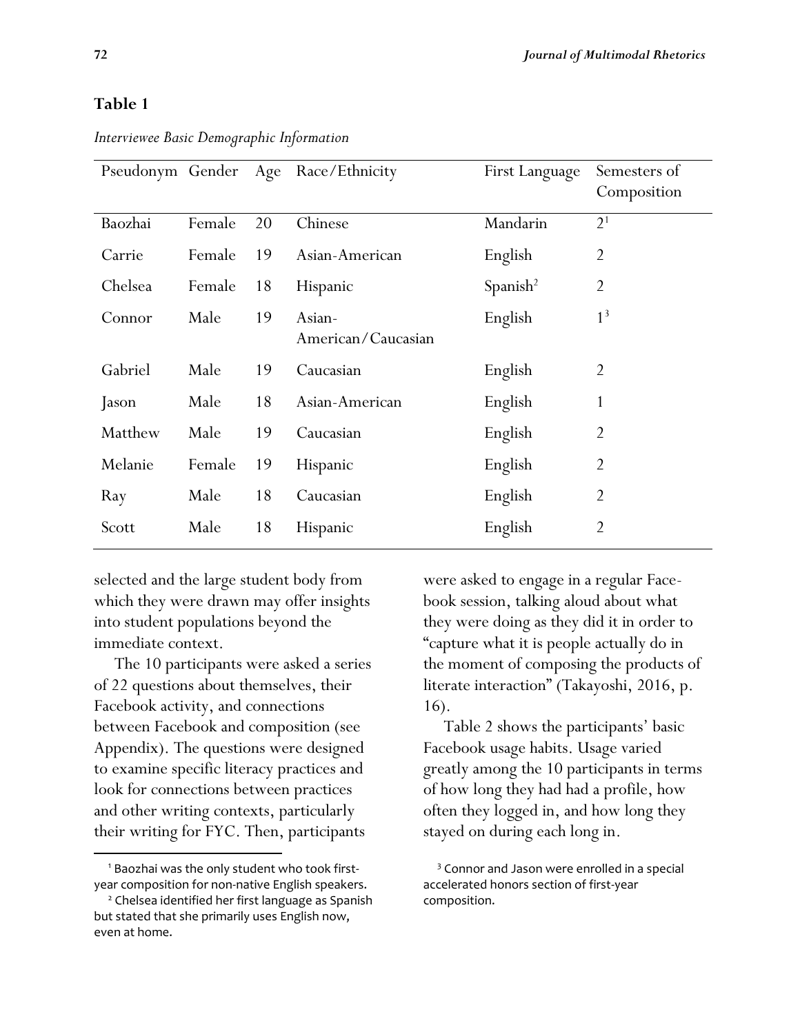**Table 1**

*Interviewee Basic Demographic Information*

| Pseudonym | Gender | Age | Race/Ethnicity | First Language | Semesters of Composition |
|---|---|---|---|---|---|
| Baozhai | Female | 20 | Chinese | Mandarin | 2[1] |
| Carrie | Female | 19 | Asian-American | English | 2 |
| Chelsea | Female | 18 | Hispanic | Spanish[2] | 2 |
| Connor | Male | 19 | Asian-American/Caucasian | English | 1[3] |
| Gabriel | Male | 19 | Caucasian | English | 2 |
| Jason | Male | 18 | Asian-American | English | 1 |
| Matthew | Male | 19 | Caucasian | English | 2 |
| Melanie | Female | 19 | Hispanic | English | 2 |
| Ray | Male | 18 | Caucasian | English | 2 |
| Scott | Male | 18 | Hispanic | English | 2 |

selected and the large student body from which they were drawn may offer insights into student populations beyond the immediate context.

The 10 participants were asked a series of 22 questions about themselves, their Facebook activity, and connections between Facebook and composition (see Appendix). The questions were designed to examine specific literacy practices and look for connections between practices and other writing contexts, particularly their writing for FYC. Then, participants were asked to engage in a regular Facebook session, talking aloud about what they were doing as they did it in order to "capture what it is people actually do in the moment of composing the products of literate interaction" (Takayoshi, 2016, p. 16).

Table 2 shows the participants' basic Facebook usage habits. Usage varied greatly among the 10 participants in terms of how long they had had a profile, how often they logged in, and how long they stayed on during each long in.

[1] Baozhai was the only student who took first-year composition for non-native English speakers.

[2] Chelsea identified her first language as Spanish but stated that she primarily uses English now, even at home.

[3] Connor and Jason were enrolled in a special accelerated honors section of first-year composition.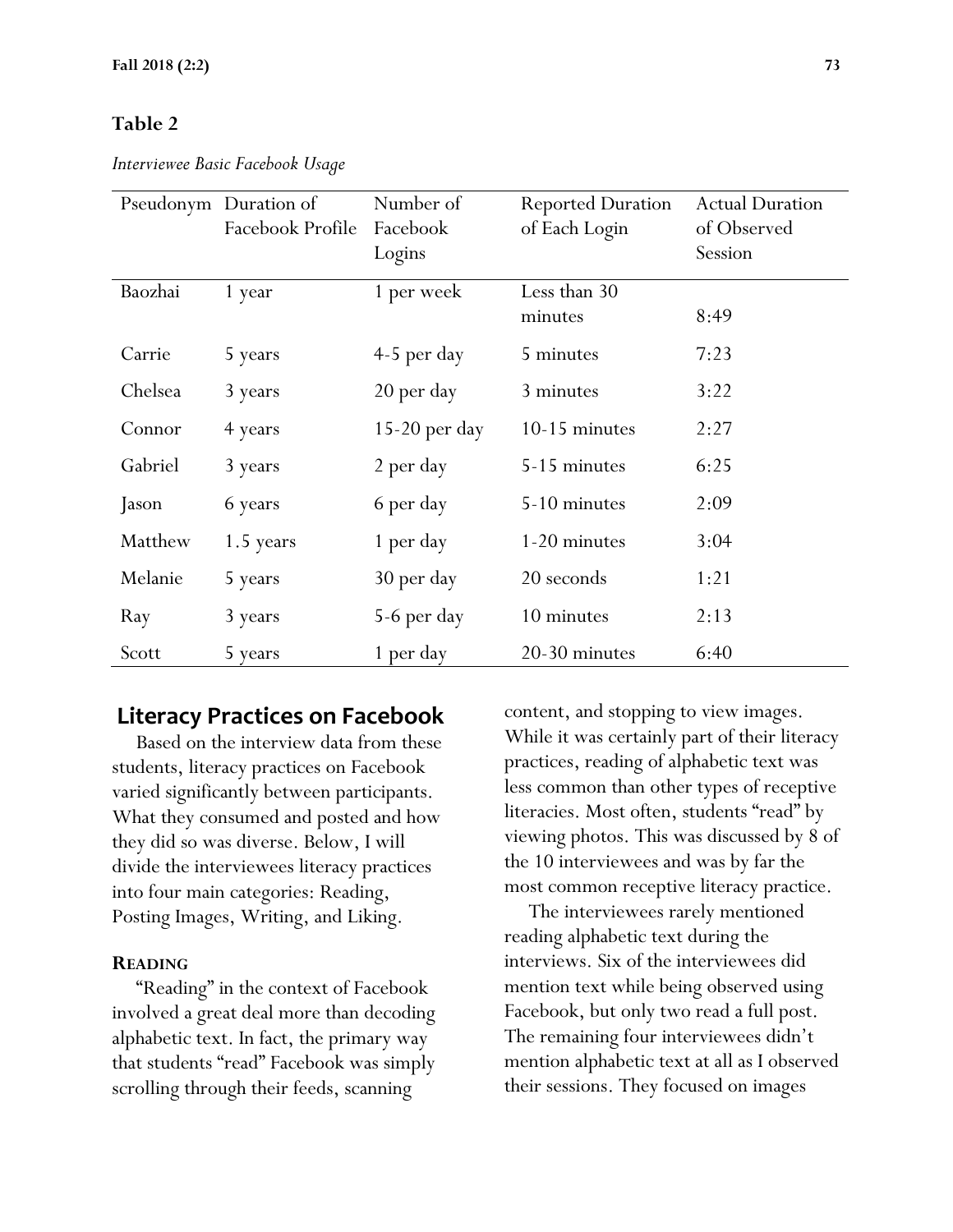**Table 2**

*Interviewee Basic Facebook Usage*

| Pseudonym | Duration of Facebook Profile | Number of Facebook Logins | Reported Duration of Each Login | Actual Duration of Observed Session |
|---|---|---|---|---|
| Baozhai | 1 year | 1 per week | Less than 30 minutes | 8:49 |
| Carrie | 5 years | 4-5 per day | 5 minutes | 7:23 |
| Chelsea | 3 years | 20 per day | 3 minutes | 3:22 |
| Connor | 4 years | 15-20 per day | 10-15 minutes | 2:27 |
| Gabriel | 3 years | 2 per day | 5-15 minutes | 6:25 |
| Jason | 6 years | 6 per day | 5-10 minutes | 2:09 |
| Matthew | 1.5 years | 1 per day | 1-20 minutes | 3:04 |
| Melanie | 5 years | 30 per day | 20 seconds | 1:21 |
| Ray | 3 years | 5-6 per day | 10 minutes | 2:13 |
| Scott | 5 years | 1 per day | 20-30 minutes | 6:40 |

## Literacy Practices on Facebook

Based on the interview data from these students, literacy practices on Facebook varied significantly between participants. What they consumed and posted and how they did so was diverse. Below, I will divide the interviewees literacy practices into four main categories: Reading, Posting Images, Writing, and Liking.

### Reading

"Reading" in the context of Facebook involved a great deal more than decoding alphabetic text. In fact, the primary way that students "read" Facebook was simply scrolling through their feeds, scanning content, and stopping to view images. While it was certainly part of their literacy practices, reading of alphabetic text was less common than other types of receptive literacies. Most often, students "read" by viewing photos. This was discussed by 8 of the 10 interviewees and was by far the most common receptive literacy practice.

The interviewees rarely mentioned reading alphabetic text during the interviews. Six of the interviewees did mention text while being observed using Facebook, but only two read a full post. The remaining four interviewees didn't mention alphabetic text at all as I observed their sessions. They focused on images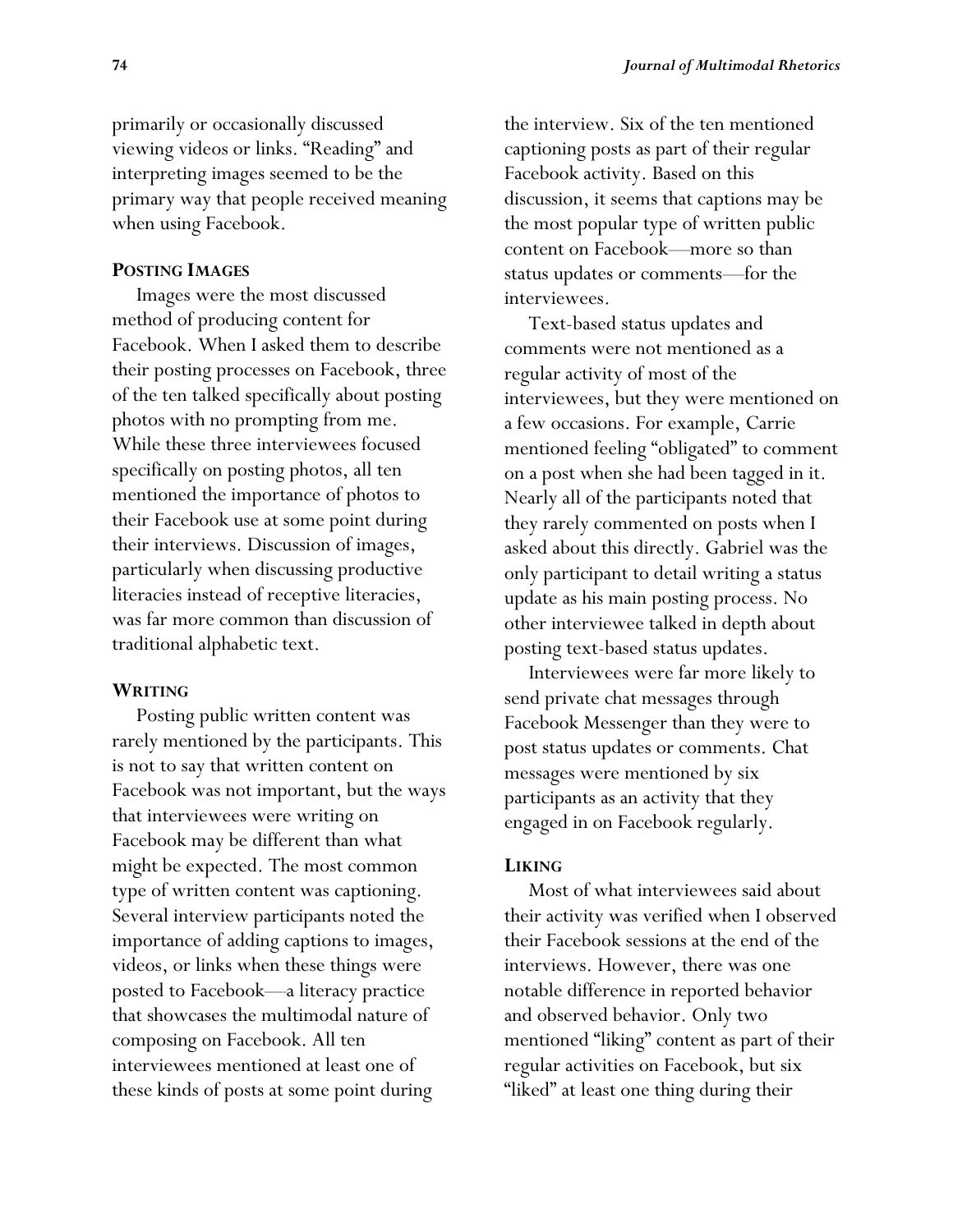primarily or occasionally discussed viewing videos or links. "Reading" and interpreting images seemed to be the primary way that people received meaning when using Facebook.

### Posting Images

Images were the most discussed method of producing content for Facebook. When I asked them to describe their posting processes on Facebook, three of the ten talked specifically about posting photos with no prompting from me. While these three interviewees focused specifically on posting photos, all ten mentioned the importance of photos to their Facebook use at some point during their interviews. Discussion of images, particularly when discussing productive literacies instead of receptive literacies, was far more common than discussion of traditional alphabetic text.

### Writing

Posting public written content was rarely mentioned by the participants. This is not to say that written content on Facebook was not important, but the ways that interviewees were writing on Facebook may be different than what might be expected. The most common type of written content was captioning. Several interview participants noted the importance of adding captions to images, videos, or links when these things were posted to Facebook—a literacy practice that showcases the multimodal nature of composing on Facebook. All ten interviewees mentioned at least one of these kinds of posts at some point during the interview. Six of the ten mentioned captioning posts as part of their regular Facebook activity. Based on this discussion, it seems that captions may be the most popular type of written public content on Facebook—more so than status updates or comments—for the interviewees.

Text-based status updates and comments were not mentioned as a regular activity of most of the interviewees, but they were mentioned on a few occasions. For example, Carrie mentioned feeling "obligated" to comment on a post when she had been tagged in it. Nearly all of the participants noted that they rarely commented on posts when I asked about this directly. Gabriel was the only participant to detail writing a status update as his main posting process. No other interviewee talked in depth about posting text-based status updates.

Interviewees were far more likely to send private chat messages through Facebook Messenger than they were to post status updates or comments. Chat messages were mentioned by six participants as an activity that they engaged in on Facebook regularly.

### Liking

Most of what interviewees said about their activity was verified when I observed their Facebook sessions at the end of the interviews. However, there was one notable difference in reported behavior and observed behavior. Only two mentioned "liking" content as part of their regular activities on Facebook, but six "liked" at least one thing during their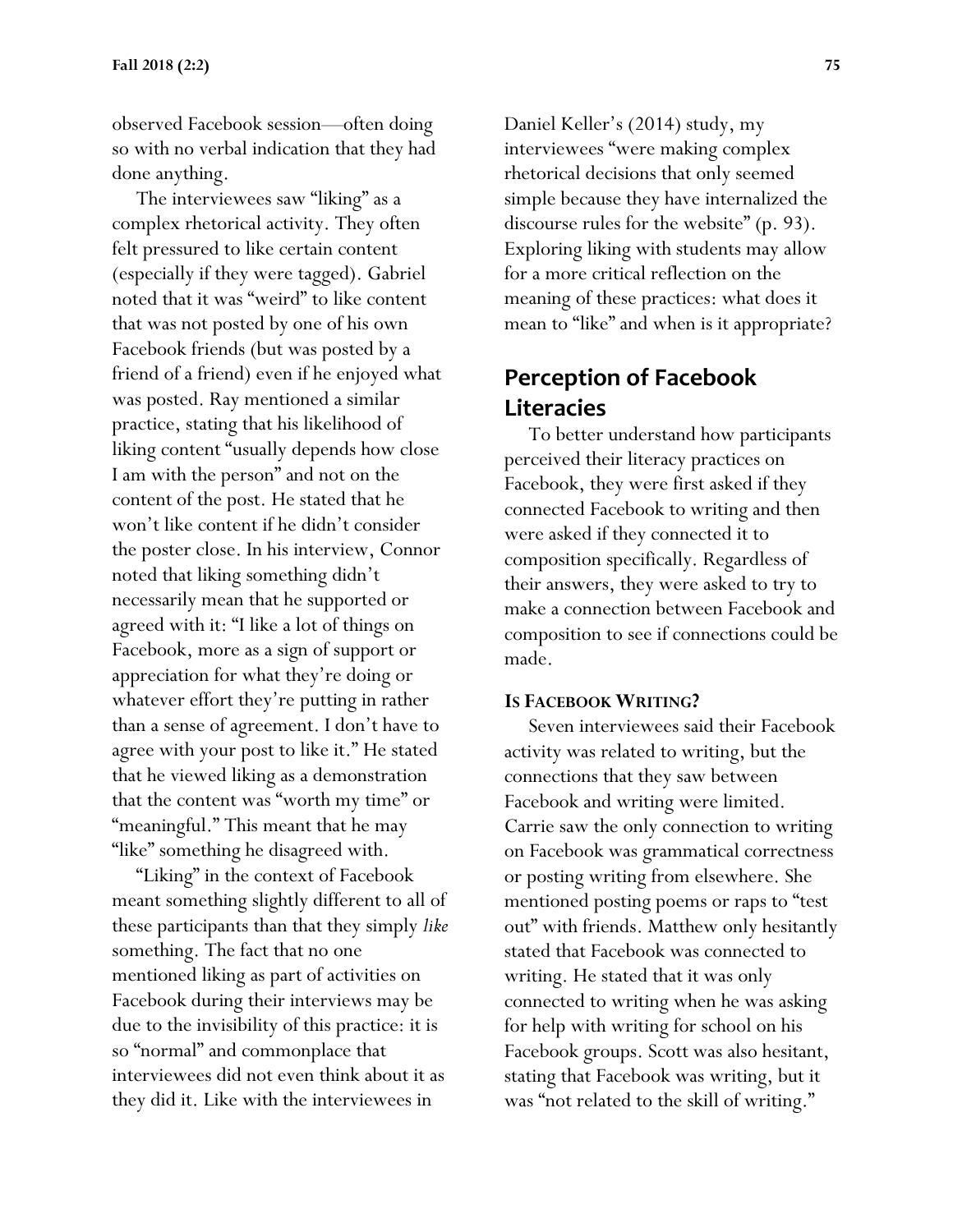observed Facebook session—often doing so with no verbal indication that they had done anything.

The interviewees saw "liking" as a complex rhetorical activity. They often felt pressured to like certain content (especially if they were tagged). Gabriel noted that it was "weird" to like content that was not posted by one of his own Facebook friends (but was posted by a friend of a friend) even if he enjoyed what was posted. Ray mentioned a similar practice, stating that his likelihood of liking content "usually depends how close I am with the person" and not on the content of the post. He stated that he won't like content if he didn't consider the poster close. In his interview, Connor noted that liking something didn't necessarily mean that he supported or agreed with it: "I like a lot of things on Facebook, more as a sign of support or appreciation for what they're doing or whatever effort they're putting in rather than a sense of agreement. I don't have to agree with your post to like it." He stated that he viewed liking as a demonstration that the content was "worth my time" or "meaningful." This meant that he may "like" something he disagreed with.

"Liking" in the context of Facebook meant something slightly different to all of these participants than that they simply *like* something. The fact that no one mentioned liking as part of activities on Facebook during their interviews may be due to the invisibility of this practice: it is so "normal" and commonplace that interviewees did not even think about it as they did it. Like with the interviewees in Daniel Keller's (2014) study, my interviewees "were making complex rhetorical decisions that only seemed simple because they have internalized the discourse rules for the website" (p. 93). Exploring liking with students may allow for a more critical reflection on the meaning of these practices: what does it mean to "like" and when is it appropriate?

## Perception of Facebook Literacies

To better understand how participants perceived their literacy practices on Facebook, they were first asked if they connected Facebook to writing and then were asked if they connected it to composition specifically. Regardless of their answers, they were asked to try to make a connection between Facebook and composition to see if connections could be made.

### IS FACEBOOK WRITING?

Seven interviewees said their Facebook activity was related to writing, but the connections that they saw between Facebook and writing were limited. Carrie saw the only connection to writing on Facebook was grammatical correctness or posting writing from elsewhere. She mentioned posting poems or raps to "test out" with friends. Matthew only hesitantly stated that Facebook was connected to writing. He stated that it was only connected to writing when he was asking for help with writing for school on his Facebook groups. Scott was also hesitant, stating that Facebook was writing, but it was "not related to the skill of writing."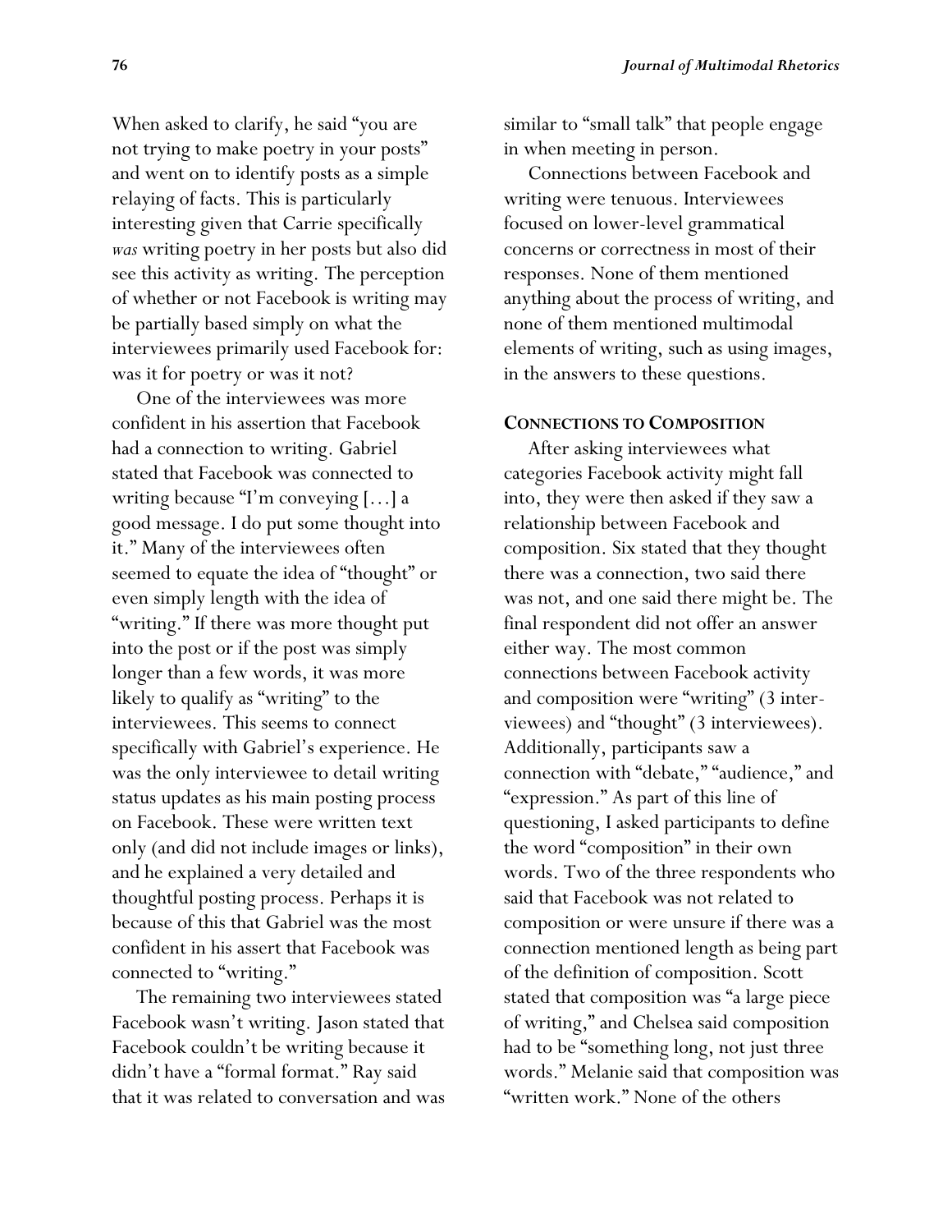When asked to clarify, he said "you are not trying to make poetry in your posts" and went on to identify posts as a simple relaying of facts. This is particularly interesting given that Carrie specifically *was* writing poetry in her posts but also did see this activity as writing. The perception of whether or not Facebook is writing may be partially based simply on what the interviewees primarily used Facebook for: was it for poetry or was it not?

One of the interviewees was more confident in his assertion that Facebook had a connection to writing. Gabriel stated that Facebook was connected to writing because "I'm conveying […] a good message. I do put some thought into it." Many of the interviewees often seemed to equate the idea of "thought" or even simply length with the idea of "writing." If there was more thought put into the post or if the post was simply longer than a few words, it was more likely to qualify as "writing" to the interviewees. This seems to connect specifically with Gabriel's experience. He was the only interviewee to detail writing status updates as his main posting process on Facebook. These were written text only (and did not include images or links), and he explained a very detailed and thoughtful posting process. Perhaps it is because of this that Gabriel was the most confident in his assert that Facebook was connected to "writing."

The remaining two interviewees stated Facebook wasn't writing. Jason stated that Facebook couldn't be writing because it didn't have a "formal format." Ray said that it was related to conversation and was similar to "small talk" that people engage in when meeting in person.

Connections between Facebook and writing were tenuous. Interviewees focused on lower-level grammatical concerns or correctness in most of their responses. None of them mentioned anything about the process of writing, and none of them mentioned multimodal elements of writing, such as using images, in the answers to these questions.

## CONNECTIONS TO COMPOSITION

After asking interviewees what categories Facebook activity might fall into, they were then asked if they saw a relationship between Facebook and composition. Six stated that they thought there was a connection, two said there was not, and one said there might be. The final respondent did not offer an answer either way. The most common connections between Facebook activity and composition were "writing" (3 interviewees) and "thought" (3 interviewees). Additionally, participants saw a connection with "debate," "audience," and "expression." As part of this line of questioning, I asked participants to define the word "composition" in their own words. Two of the three respondents who said that Facebook was not related to composition or were unsure if there was a connection mentioned length as being part of the definition of composition. Scott stated that composition was "a large piece of writing," and Chelsea said composition had to be "something long, not just three words." Melanie said that composition was "written work." None of the others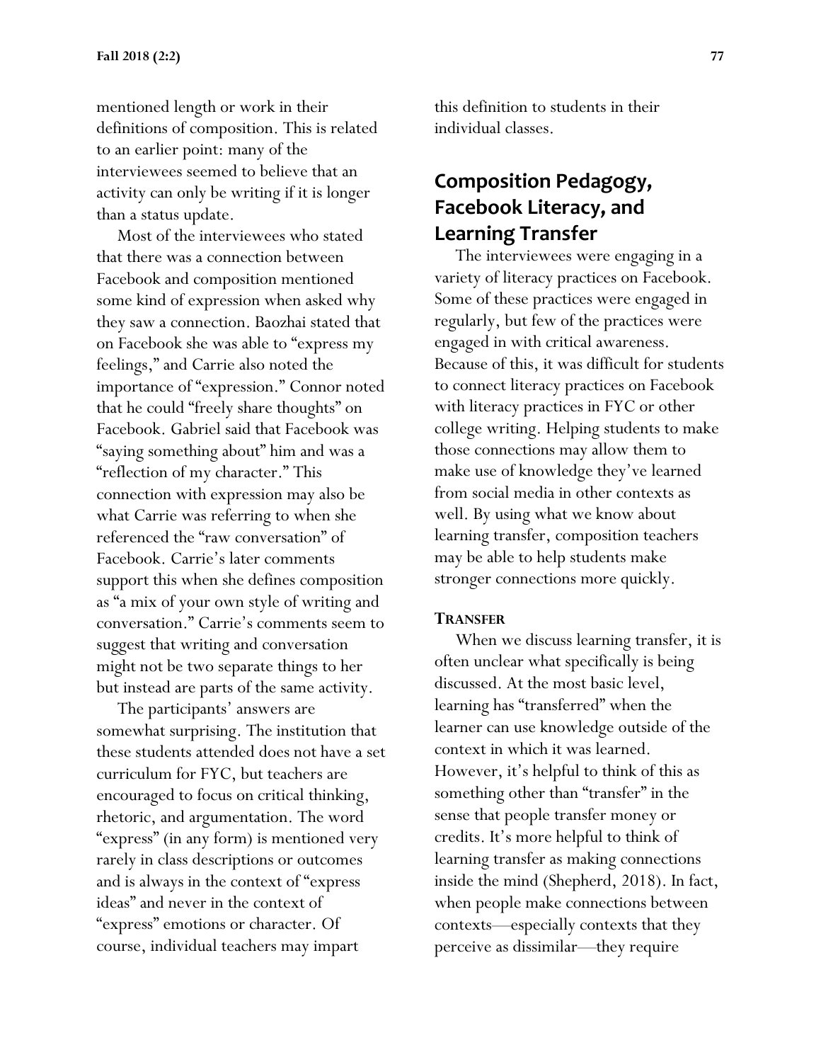mentioned length or work in their definitions of composition. This is related to an earlier point: many of the interviewees seemed to believe that an activity can only be writing if it is longer than a status update.

Most of the interviewees who stated that there was a connection between Facebook and composition mentioned some kind of expression when asked why they saw a connection. Baozhai stated that on Facebook she was able to "express my feelings," and Carrie also noted the importance of "expression." Connor noted that he could "freely share thoughts" on Facebook. Gabriel said that Facebook was "saying something about" him and was a "reflection of my character." This connection with expression may also be what Carrie was referring to when she referenced the "raw conversation" of Facebook. Carrie's later comments support this when she defines composition as "a mix of your own style of writing and conversation." Carrie's comments seem to suggest that writing and conversation might not be two separate things to her but instead are parts of the same activity.

The participants' answers are somewhat surprising. The institution that these students attended does not have a set curriculum for FYC, but teachers are encouraged to focus on critical thinking, rhetoric, and argumentation. The word "express" (in any form) is mentioned very rarely in class descriptions or outcomes and is always in the context of "express ideas" and never in the context of "express" emotions or character. Of course, individual teachers may impart this definition to students in their individual classes.

## Composition Pedagogy, Facebook Literacy, and Learning Transfer

The interviewees were engaging in a variety of literacy practices on Facebook. Some of these practices were engaged in regularly, but few of the practices were engaged in with critical awareness. Because of this, it was difficult for students to connect literacy practices on Facebook with literacy practices in FYC or other college writing. Helping students to make those connections may allow them to make use of knowledge they've learned from social media in other contexts as well. By using what we know about learning transfer, composition teachers may be able to help students make stronger connections more quickly.

### Transfer

When we discuss learning transfer, it is often unclear what specifically is being discussed. At the most basic level, learning has "transferred" when the learner can use knowledge outside of the context in which it was learned. However, it's helpful to think of this as something other than "transfer" in the sense that people transfer money or credits. It's more helpful to think of learning transfer as making connections inside the mind (Shepherd, 2018). In fact, when people make connections between contexts—especially contexts that they perceive as dissimilar—they require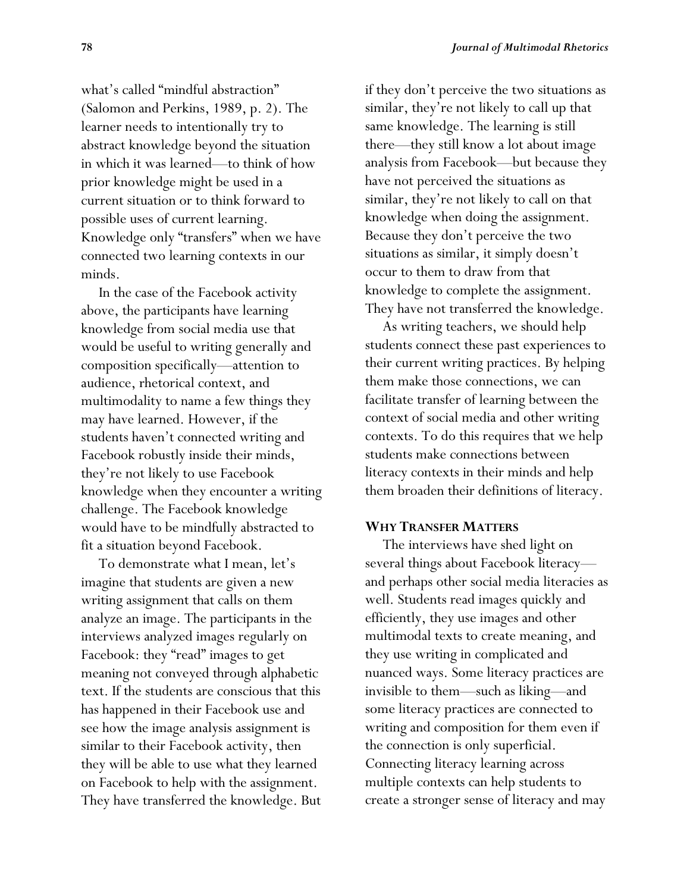what's called "mindful abstraction" (Salomon and Perkins, 1989, p. 2). The learner needs to intentionally try to abstract knowledge beyond the situation in which it was learned—to think of how prior knowledge might be used in a current situation or to think forward to possible uses of current learning. Knowledge only "transfers" when we have connected two learning contexts in our minds.

In the case of the Facebook activity above, the participants have learning knowledge from social media use that would be useful to writing generally and composition specifically—attention to audience, rhetorical context, and multimodality to name a few things they may have learned. However, if the students haven't connected writing and Facebook robustly inside their minds, they're not likely to use Facebook knowledge when they encounter a writing challenge. The Facebook knowledge would have to be mindfully abstracted to fit a situation beyond Facebook.

To demonstrate what I mean, let's imagine that students are given a new writing assignment that calls on them analyze an image. The participants in the interviews analyzed images regularly on Facebook: they "read" images to get meaning not conveyed through alphabetic text. If the students are conscious that this has happened in their Facebook use and see how the image analysis assignment is similar to their Facebook activity, then they will be able to use what they learned on Facebook to help with the assignment. They have transferred the knowledge. But if they don't perceive the two situations as similar, they're not likely to call up that same knowledge. The learning is still there—they still know a lot about image analysis from Facebook—but because they have not perceived the situations as similar, they're not likely to call on that knowledge when doing the assignment. Because they don't perceive the two situations as similar, it simply doesn't occur to them to draw from that knowledge to complete the assignment. They have not transferred the knowledge.

As writing teachers, we should help students connect these past experiences to their current writing practices. By helping them make those connections, we can facilitate transfer of learning between the context of social media and other writing contexts. To do this requires that we help students make connections between literacy contexts in their minds and help them broaden their definitions of literacy.

## Why Transfer Matters

The interviews have shed light on several things about Facebook literacy—and perhaps other social media literacies as well. Students read images quickly and efficiently, they use images and other multimodal texts to create meaning, and they use writing in complicated and nuanced ways. Some literacy practices are invisible to them—such as liking—and some literacy practices are connected to writing and composition for them even if the connection is only superficial. Connecting literacy learning across multiple contexts can help students to create a stronger sense of literacy and may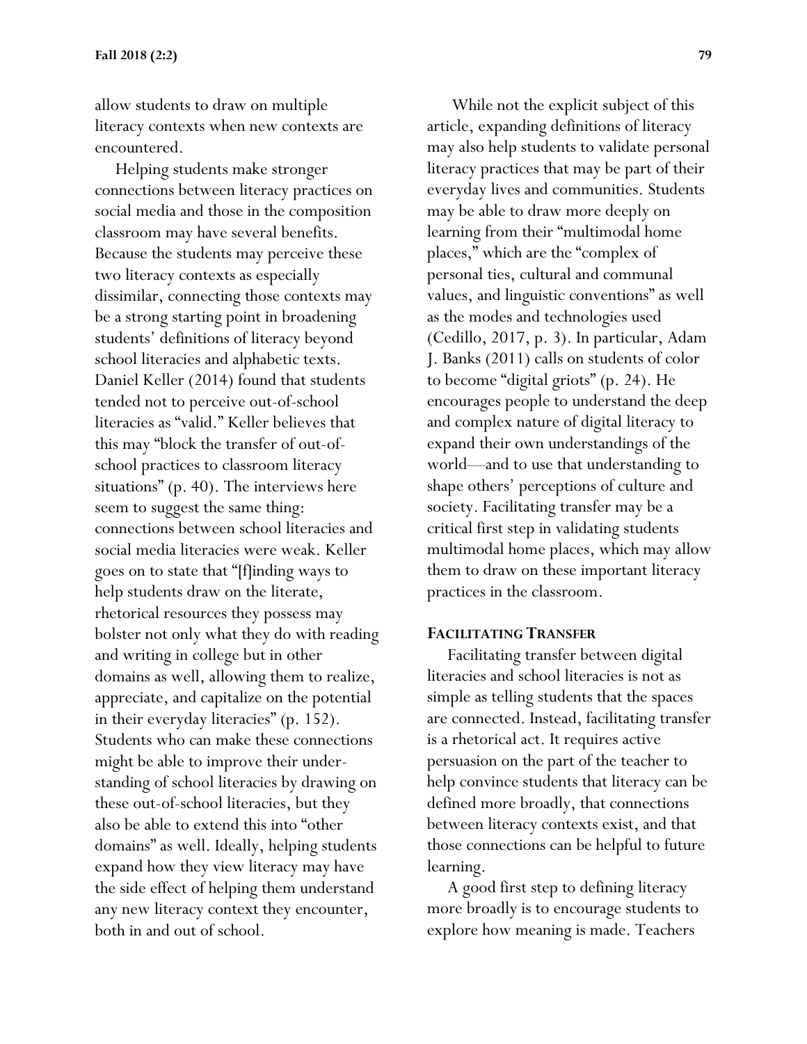allow students to draw on multiple literacy contexts when new contexts are encountered.

Helping students make stronger connections between literacy practices on social media and those in the composition classroom may have several benefits. Because the students may perceive these two literacy contexts as especially dissimilar, connecting those contexts may be a strong starting point in broadening students' definitions of literacy beyond school literacies and alphabetic texts. Daniel Keller (2014) found that students tended not to perceive out-of-school literacies as "valid." Keller believes that this may "block the transfer of out-of-school practices to classroom literacy situations" (p. 40). The interviews here seem to suggest the same thing: connections between school literacies and social media literacies were weak. Keller goes on to state that "[f]inding ways to help students draw on the literate, rhetorical resources they possess may bolster not only what they do with reading and writing in college but in other domains as well, allowing them to realize, appreciate, and capitalize on the potential in their everyday literacies" (p. 152). Students who can make these connections might be able to improve their understanding of school literacies by drawing on these out-of-school literacies, but they also be able to extend this into "other domains" as well. Ideally, helping students expand how they view literacy may have the side effect of helping them understand any new literacy context they encounter, both in and out of school.

While not the explicit subject of this article, expanding definitions of literacy may also help students to validate personal literacy practices that may be part of their everyday lives and communities. Students may be able to draw more deeply on learning from their "multimodal home places," which are the "complex of personal ties, cultural and communal values, and linguistic conventions" as well as the modes and technologies used (Cedillo, 2017, p. 3). In particular, Adam J. Banks (2011) calls on students of color to become "digital griots" (p. 24). He encourages people to understand the deep and complex nature of digital literacy to expand their own understandings of the world—and to use that understanding to shape others' perceptions of culture and society. Facilitating transfer may be a critical first step in validating students multimodal home places, which may allow them to draw on these important literacy practices in the classroom.

## FACILITATING TRANSFER

Facilitating transfer between digital literacies and school literacies is not as simple as telling students that the spaces are connected. Instead, facilitating transfer is a rhetorical act. It requires active persuasion on the part of the teacher to help convince students that literacy can be defined more broadly, that connections between literacy contexts exist, and that those connections can be helpful to future learning.

A good first step to defining literacy more broadly is to encourage students to explore how meaning is made. Teachers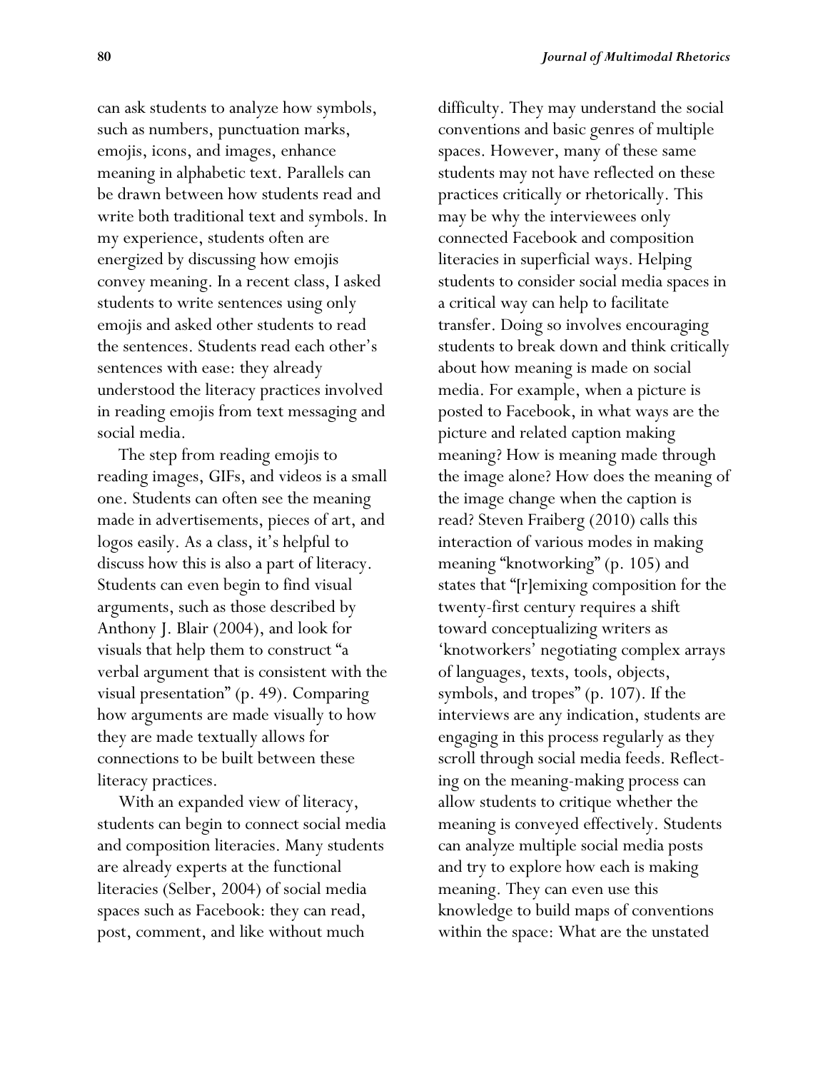can ask students to analyze how symbols, such as numbers, punctuation marks, emojis, icons, and images, enhance meaning in alphabetic text. Parallels can be drawn between how students read and write both traditional text and symbols. In my experience, students often are energized by discussing how emojis convey meaning. In a recent class, I asked students to write sentences using only emojis and asked other students to read the sentences. Students read each other's sentences with ease: they already understood the literacy practices involved in reading emojis from text messaging and social media.

The step from reading emojis to reading images, GIFs, and videos is a small one. Students can often see the meaning made in advertisements, pieces of art, and logos easily. As a class, it's helpful to discuss how this is also a part of literacy. Students can even begin to find visual arguments, such as those described by Anthony J. Blair (2004), and look for visuals that help them to construct "a verbal argument that is consistent with the visual presentation" (p. 49). Comparing how arguments are made visually to how they are made textually allows for connections to be built between these literacy practices.

With an expanded view of literacy, students can begin to connect social media and composition literacies. Many students are already experts at the functional literacies (Selber, 2004) of social media spaces such as Facebook: they can read, post, comment, and like without much difficulty. They may understand the social conventions and basic genres of multiple spaces. However, many of these same students may not have reflected on these practices critically or rhetorically. This may be why the interviewees only connected Facebook and composition literacies in superficial ways. Helping students to consider social media spaces in a critical way can help to facilitate transfer. Doing so involves encouraging students to break down and think critically about how meaning is made on social media. For example, when a picture is posted to Facebook, in what ways are the picture and related caption making meaning? How is meaning made through the image alone? How does the meaning of the image change when the caption is read? Steven Fraiberg (2010) calls this interaction of various modes in making meaning "knotworking" (p. 105) and states that "[r]emixing composition for the twenty-first century requires a shift toward conceptualizing writers as 'knotworkers' negotiating complex arrays of languages, texts, tools, objects, symbols, and tropes" (p. 107). If the interviews are any indication, students are engaging in this process regularly as they scroll through social media feeds. Reflecting on the meaning-making process can allow students to critique whether the meaning is conveyed effectively. Students can analyze multiple social media posts and try to explore how each is making meaning. They can even use this knowledge to build maps of conventions within the space: What are the unstated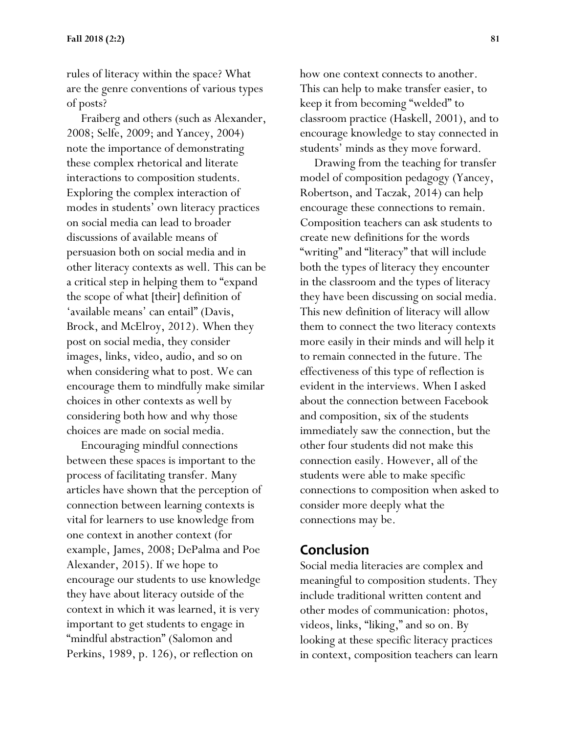rules of literacy within the space? What are the genre conventions of various types of posts?

Fraiberg and others (such as Alexander, 2008; Selfe, 2009; and Yancey, 2004) note the importance of demonstrating these complex rhetorical and literate interactions to composition students. Exploring the complex interaction of modes in students' own literacy practices on social media can lead to broader discussions of available means of persuasion both on social media and in other literacy contexts as well. This can be a critical step in helping them to "expand the scope of what [their] definition of 'available means' can entail" (Davis, Brock, and McElroy, 2012). When they post on social media, they consider images, links, video, audio, and so on when considering what to post. We can encourage them to mindfully make similar choices in other contexts as well by considering both how and why those choices are made on social media.

Encouraging mindful connections between these spaces is important to the process of facilitating transfer. Many articles have shown that the perception of connection between learning contexts is vital for learners to use knowledge from one context in another context (for example, James, 2008; DePalma and Poe Alexander, 2015). If we hope to encourage our students to use knowledge they have about literacy outside of the context in which it was learned, it is very important to get students to engage in "mindful abstraction" (Salomon and Perkins, 1989, p. 126), or reflection on how one context connects to another. This can help to make transfer easier, to keep it from becoming "welded" to classroom practice (Haskell, 2001), and to encourage knowledge to stay connected in students' minds as they move forward.

Drawing from the teaching for transfer model of composition pedagogy (Yancey, Robertson, and Taczak, 2014) can help encourage these connections to remain. Composition teachers can ask students to create new definitions for the words "writing" and "literacy" that will include both the types of literacy they encounter in the classroom and the types of literacy they have been discussing on social media. This new definition of literacy will allow them to connect the two literacy contexts more easily in their minds and will help it to remain connected in the future. The effectiveness of this type of reflection is evident in the interviews. When I asked about the connection between Facebook and composition, six of the students immediately saw the connection, but the other four students did not make this connection easily. However, all of the students were able to make specific connections to composition when asked to consider more deeply what the connections may be.

## Conclusion

Social media literacies are complex and meaningful to composition students. They include traditional written content and other modes of communication: photos, videos, links, "liking," and so on. By looking at these specific literacy practices in context, composition teachers can learn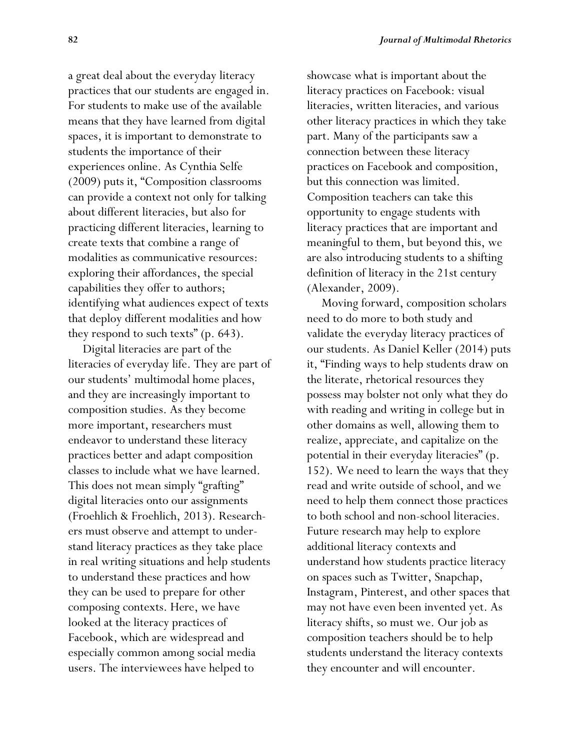a great deal about the everyday literacy practices that our students are engaged in. For students to make use of the available means that they have learned from digital spaces, it is important to demonstrate to students the importance of their experiences online. As Cynthia Selfe (2009) puts it, "Composition classrooms can provide a context not only for talking about different literacies, but also for practicing different literacies, learning to create texts that combine a range of modalities as communicative resources: exploring their affordances, the special capabilities they offer to authors; identifying what audiences expect of texts that deploy different modalities and how they respond to such texts" (p. 643).

Digital literacies are part of the literacies of everyday life. They are part of our students' multimodal home places, and they are increasingly important to composition studies. As they become more important, researchers must endeavor to understand these literacy practices better and adapt composition classes to include what we have learned. This does not mean simply "grafting" digital literacies onto our assignments (Froehlich & Froehlich, 2013). Researchers must observe and attempt to understand literacy practices as they take place in real writing situations and help students to understand these practices and how they can be used to prepare for other composing contexts. Here, we have looked at the literacy practices of Facebook, which are widespread and especially common among social media users. The interviewees have helped to showcase what is important about the literacy practices on Facebook: visual literacies, written literacies, and various other literacy practices in which they take part. Many of the participants saw a connection between these literacy practices on Facebook and composition, but this connection was limited. Composition teachers can take this opportunity to engage students with literacy practices that are important and meaningful to them, but beyond this, we are also introducing students to a shifting definition of literacy in the 21st century (Alexander, 2009).

Moving forward, composition scholars need to do more to both study and validate the everyday literacy practices of our students. As Daniel Keller (2014) puts it, "Finding ways to help students draw on the literate, rhetorical resources they possess may bolster not only what they do with reading and writing in college but in other domains as well, allowing them to realize, appreciate, and capitalize on the potential in their everyday literacies" (p. 152). We need to learn the ways that they read and write outside of school, and we need to help them connect those practices to both school and non-school literacies. Future research may help to explore additional literacy contexts and understand how students practice literacy on spaces such as Twitter, Snapchap, Instagram, Pinterest, and other spaces that may not have even been invented yet. As literacy shifts, so must we. Our job as composition teachers should be to help students understand the literacy contexts they encounter and will encounter.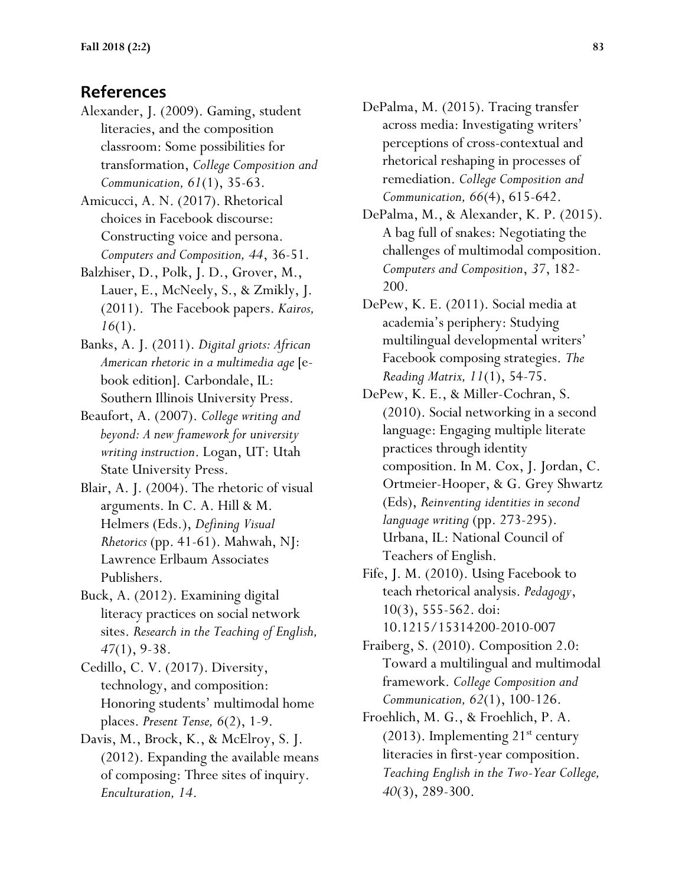## References

Alexander, J. (2009). Gaming, student literacies, and the composition classroom: Some possibilities for transformation, *College Composition and Communication, 61*(1), 35-63.

Amicucci, A. N. (2017). Rhetorical choices in Facebook discourse: Constructing voice and persona. *Computers and Composition, 44*, 36-51.

Balzhiser, D., Polk, J. D., Grover, M., Lauer, E., McNeely, S., & Zmikly, J. (2011). The Facebook papers. *Kairos, 16*(1).

Banks, A. J. (2011). *Digital griots: African American rhetoric in a multimedia age* [e-book edition]. Carbondale, IL: Southern Illinois University Press.

Beaufort, A. (2007). *College writing and beyond: A new framework for university writing instruction*. Logan, UT: Utah State University Press.

Blair, A. J. (2004). The rhetoric of visual arguments. In C. A. Hill & M. Helmers (Eds.), *Defining Visual Rhetorics* (pp. 41-61). Mahwah, NJ: Lawrence Erlbaum Associates Publishers.

Buck, A. (2012). Examining digital literacy practices on social network sites. *Research in the Teaching of English, 47*(1), 9-38.

Cedillo, C. V. (2017). Diversity, technology, and composition: Honoring students' multimodal home places. *Present Tense, 6*(2), 1-9.

Davis, M., Brock, K., & McElroy, S. J. (2012). Expanding the available means of composing: Three sites of inquiry. *Enculturation, 14*.

DePalma, M. (2015). Tracing transfer across media: Investigating writers' perceptions of cross-contextual and rhetorical reshaping in processes of remediation. *College Composition and Communication, 66*(4), 615-642.

DePalma, M., & Alexander, K. P. (2015). A bag full of snakes: Negotiating the challenges of multimodal composition. *Computers and Composition*, *37*, 182-200.

DePew, K. E. (2011). Social media at academia's periphery: Studying multilingual developmental writers' Facebook composing strategies. *The Reading Matrix, 11*(1), 54-75.

DePew, K. E., & Miller-Cochran, S. (2010). Social networking in a second language: Engaging multiple literate practices through identity composition. In M. Cox, J. Jordan, C. Ortmeier-Hooper, & G. Grey Shwartz (Eds), *Reinventing identities in second language writing* (pp. 273-295). Urbana, IL: National Council of Teachers of English.

Fife, J. M. (2010). Using Facebook to teach rhetorical analysis. *Pedagogy*, 10(3), 555-562. doi: 10.1215/15314200-2010-007

Fraiberg, S. (2010). Composition 2.0: Toward a multilingual and multimodal framework. *College Composition and Communication, 62*(1), 100-126.

Froehlich, M. G., & Froehlich, P. A. (2013). Implementing 21st century literacies in first-year composition. *Teaching English in the Two-Year College, 40*(3), 289-300.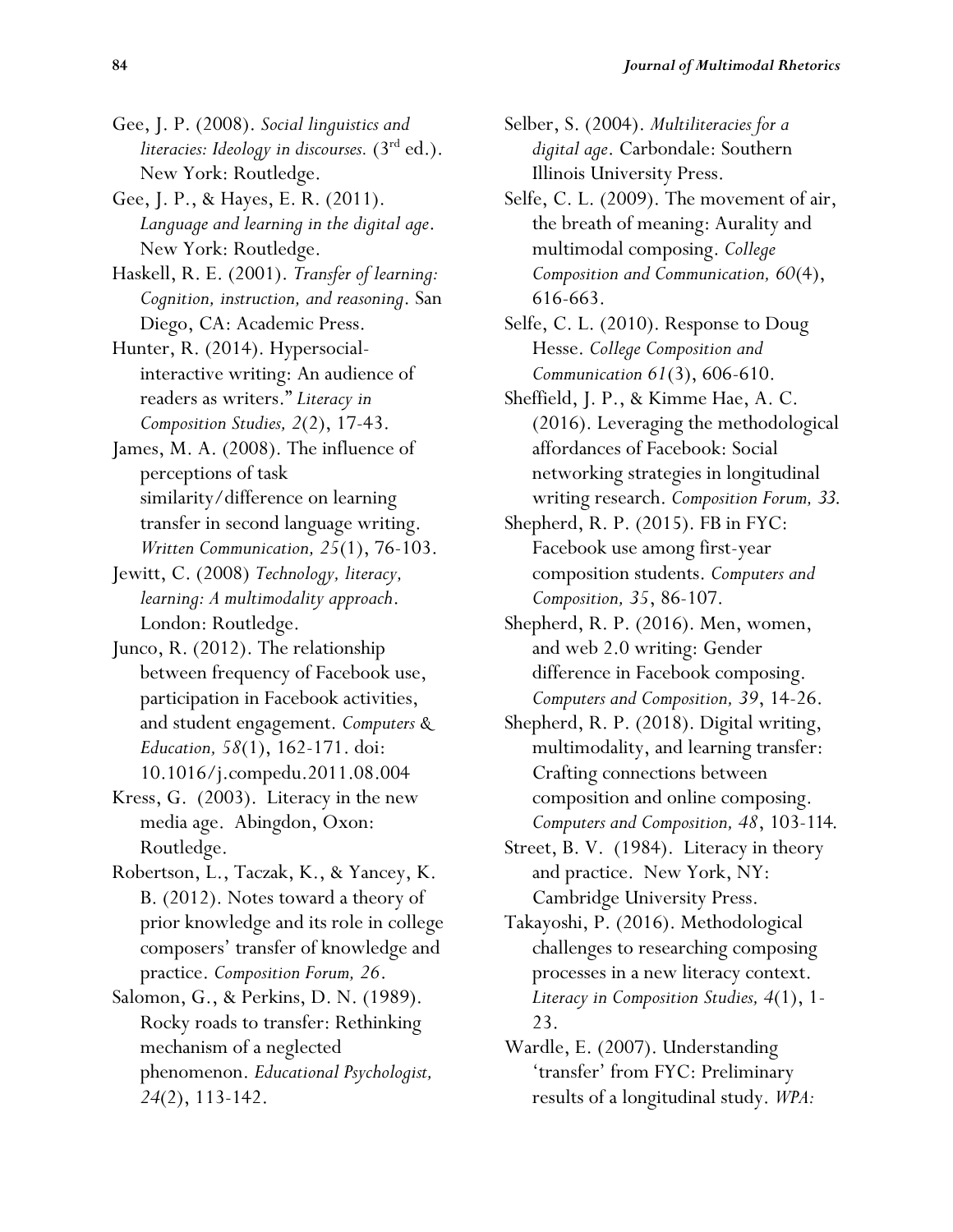Gee, J. P. (2008). *Social linguistics and literacies: Ideology in discourses.* (3rd ed.). New York: Routledge.

Gee, J. P., & Hayes, E. R. (2011). *Language and learning in the digital age*. New York: Routledge.

Haskell, R. E. (2001). *Transfer of learning: Cognition, instruction, and reasoning*. San Diego, CA: Academic Press.

Hunter, R. (2014). Hypersocial-interactive writing: An audience of readers as writers." *Literacy in Composition Studies, 2*(2), 17-43.

James, M. A. (2008). The influence of perceptions of task similarity/difference on learning transfer in second language writing. *Written Communication, 25*(1), 76-103.

Jewitt, C. (2008) *Technology, literacy, learning: A multimodality approach*. London: Routledge.

Junco, R. (2012). The relationship between frequency of Facebook use, participation in Facebook activities, and student engagement. *Computers & Education, 58*(1), 162-171. doi: 10.1016/j.compedu.2011.08.004

Kress, G. (2003). Literacy in the new media age. Abingdon, Oxon: Routledge.

Robertson, L., Taczak, K., & Yancey, K. B. (2012). Notes toward a theory of prior knowledge and its role in college composers' transfer of knowledge and practice. *Composition Forum, 26*.

Salomon, G., & Perkins, D. N. (1989). Rocky roads to transfer: Rethinking mechanism of a neglected phenomenon. *Educational Psychologist, 24*(2), 113-142.

Selber, S. (2004). *Multiliteracies for a digital age*. Carbondale: Southern Illinois University Press.

Selfe, C. L. (2009). The movement of air, the breath of meaning: Aurality and multimodal composing. *College Composition and Communication, 60*(4), 616-663.

Selfe, C. L. (2010). Response to Doug Hesse. *College Composition and Communication 61*(3), 606-610.

Sheffield, J. P., & Kimme Hae, A. C. (2016). Leveraging the methodological affordances of Facebook: Social networking strategies in longitudinal writing research. *Composition Forum, 33.*

Shepherd, R. P. (2015). FB in FYC: Facebook use among first-year composition students. *Computers and Composition, 35*, 86-107.

Shepherd, R. P. (2016). Men, women, and web 2.0 writing: Gender difference in Facebook composing. *Computers and Composition, 39*, 14-26.

Shepherd, R. P. (2018). Digital writing, multimodality, and learning transfer: Crafting connections between composition and online composing. *Computers and Composition, 48*, 103-114.

Street, B. V. (1984). Literacy in theory and practice. New York, NY: Cambridge University Press.

Takayoshi, P. (2016). Methodological challenges to researching composing processes in a new literacy context. *Literacy in Composition Studies, 4*(1), 1-23.

Wardle, E. (2007). Understanding 'transfer' from FYC: Preliminary results of a longitudinal study. *WPA:*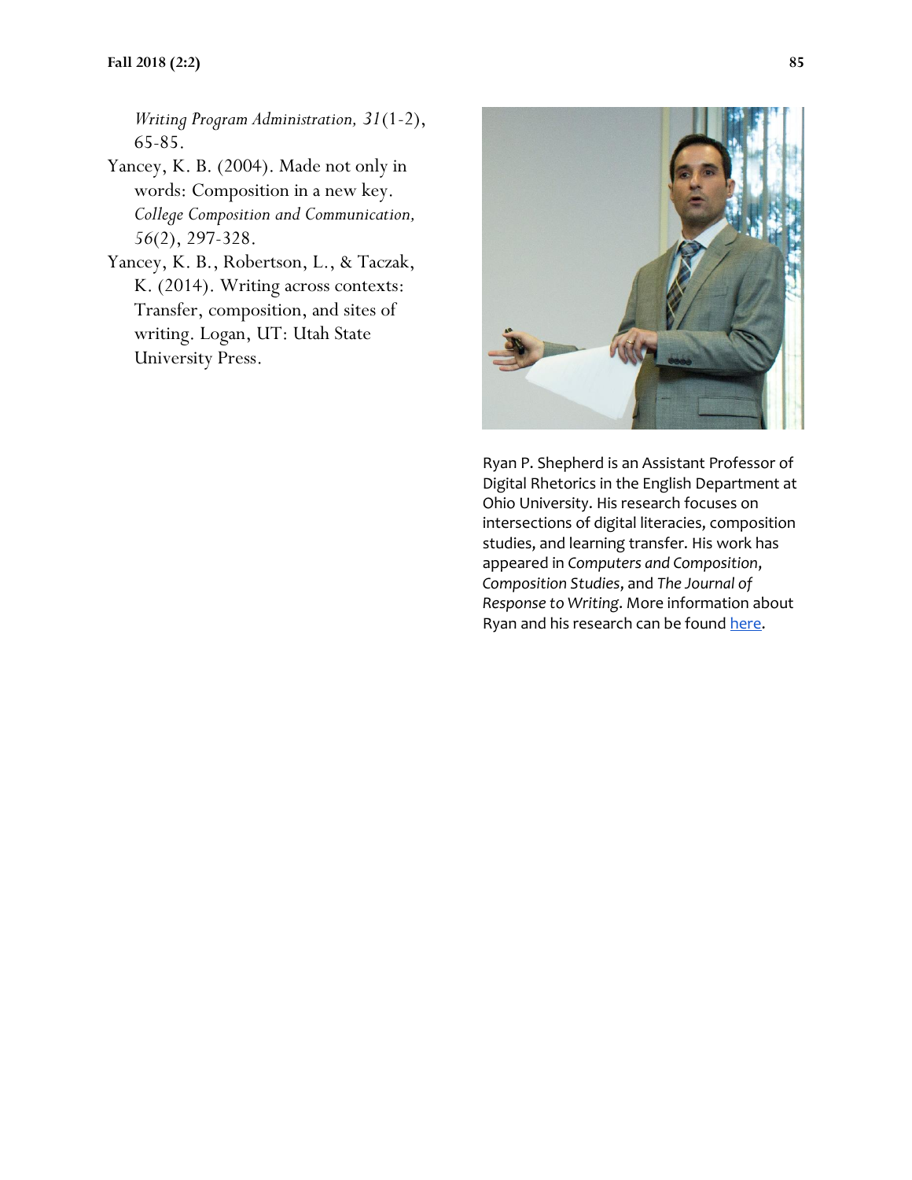*Writing Program Administration, 31*(1-2), 65-85.

Yancey, K. B. (2004). Made not only in words: Composition in a new key. *College Composition and Communication, 56*(2), 297-328.

Yancey, K. B., Robertson, L., & Taczak, K. (2014). Writing across contexts: Transfer, composition, and sites of writing. Logan, UT: Utah State University Press.

Ryan P. Shepherd is an Assistant Professor of Digital Rhetorics in the English Department at Ohio University. His research focuses on intersections of digital literacies, composition studies, and learning transfer. His work has appeared in *Computers and Composition*, *Composition Studies*, and *The Journal of Response to Writing*. More information about Ryan and his research can be found here.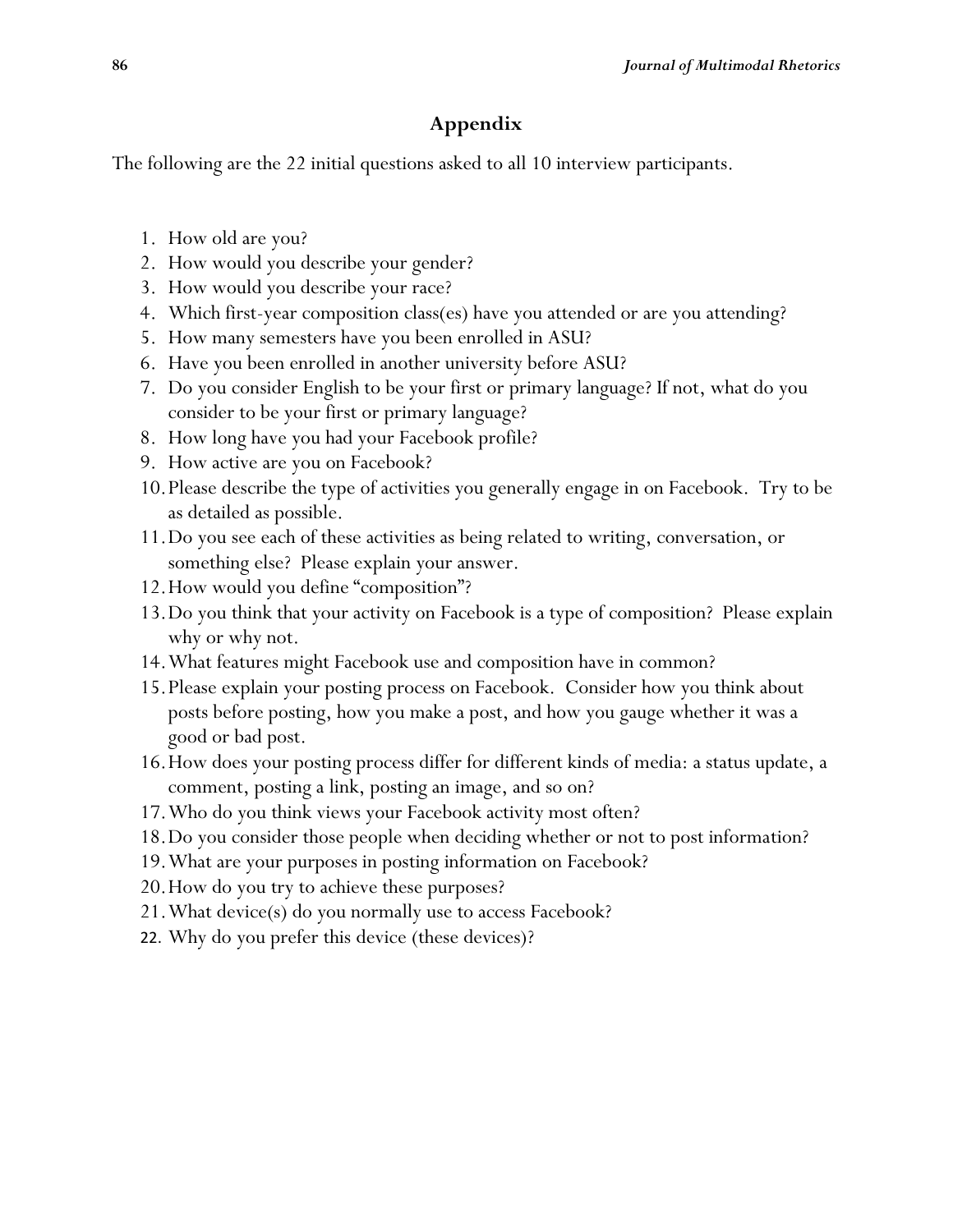## Appendix

The following are the 22 initial questions asked to all 10 interview participants.

1. How old are you?
2. How would you describe your gender?
3. How would you describe your race?
4. Which first-year composition class(es) have you attended or are you attending?
5. How many semesters have you been enrolled in ASU?
6. Have you been enrolled in another university before ASU?
7. Do you consider English to be your first or primary language? If not, what do you consider to be your first or primary language?
8. How long have you had your Facebook profile?
9. How active are you on Facebook?
10. Please describe the type of activities you generally engage in on Facebook. Try to be as detailed as possible.
11. Do you see each of these activities as being related to writing, conversation, or something else? Please explain your answer.
12. How would you define "composition"?
13. Do you think that your activity on Facebook is a type of composition? Please explain why or why not.
14. What features might Facebook use and composition have in common?
15. Please explain your posting process on Facebook. Consider how you think about posts before posting, how you make a post, and how you gauge whether it was a good or bad post.
16. How does your posting process differ for different kinds of media: a status update, a comment, posting a link, posting an image, and so on?
17. Who do you think views your Facebook activity most often?
18. Do you consider those people when deciding whether or not to post information?
19. What are your purposes in posting information on Facebook?
20. How do you try to achieve these purposes?
21. What device(s) do you normally use to access Facebook?
22. Why do you prefer this device (these devices)?